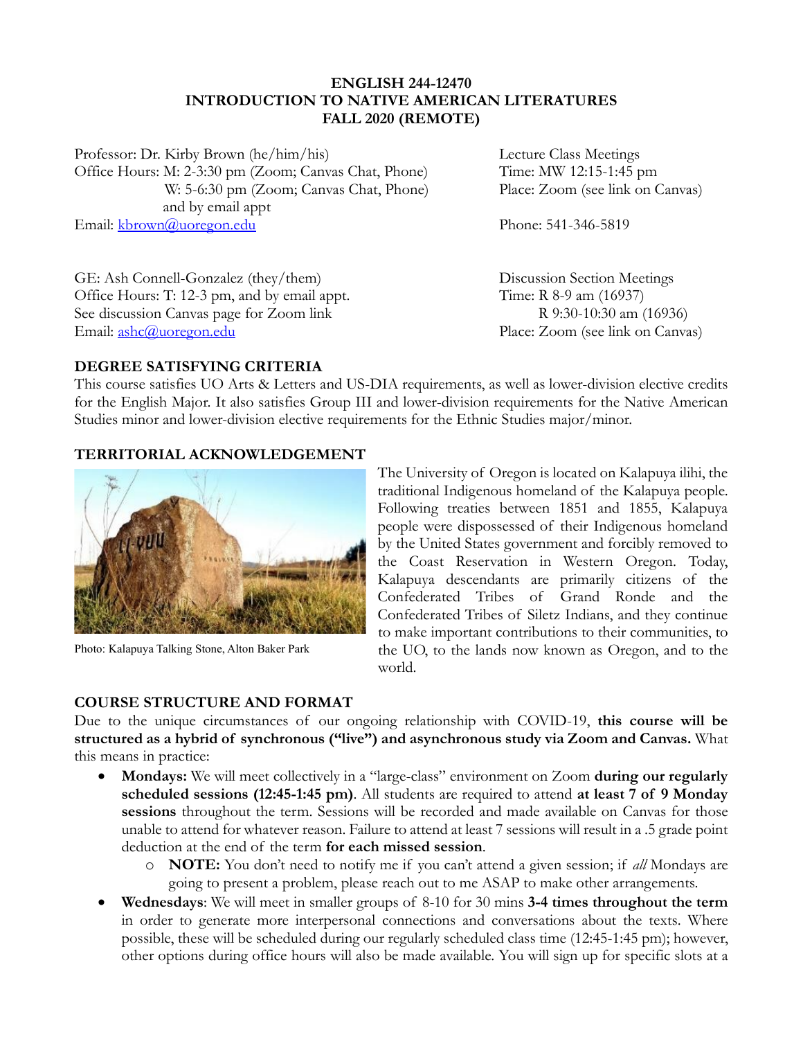**ENGLISH 244-12470**
**INTRODUCTION TO NATIVE AMERICAN LITERATURES**
**FALL 2020 (REMOTE)**

Professor: Dr. Kirby Brown (he/him/his)
Office Hours: M: 2-3:30 pm (Zoom; Canvas Chat, Phone)
W: 5-6:30 pm (Zoom; Canvas Chat, Phone)
and by email appt
Email: kbrown@uoregon.edu

Lecture Class Meetings
Time: MW 12:15-1:45 pm
Place: Zoom (see link on Canvas)

Phone: 541-346-5819

GE: Ash Connell-Gonzalez (they/them)
Office Hours: T: 12-3 pm, and by email appt.
See discussion Canvas page for Zoom link
Email: ashc@uoregon.edu

Discussion Section Meetings
Time: R 8-9 am (16937)
R 9:30-10:30 am (16936)
Place: Zoom (see link on Canvas)

## DEGREE SATISFYING CRITERIA

This course satisfies UO Arts & Letters and US-DIA requirements, as well as lower-division elective credits for the English Major. It also satisfies Group III and lower-division requirements for the Native American Studies minor and lower-division elective requirements for the Ethnic Studies major/minor.

## TERRITORIAL ACKNOWLEDGEMENT

Photo: Kalapuya Talking Stone, Alton Baker Park

The University of Oregon is located on Kalapuya ilihi, the traditional Indigenous homeland of the Kalapuya people. Following treaties between 1851 and 1855, Kalapuya people were dispossessed of their Indigenous homeland by the United States government and forcibly removed to the Coast Reservation in Western Oregon. Today, Kalapuya descendants are primarily citizens of the Confederated Tribes of Grand Ronde and the Confederated Tribes of Siletz Indians, and they continue to make important contributions to their communities, to the UO, to the lands now known as Oregon, and to the world.

## COURSE STRUCTURE AND FORMAT

Due to the unique circumstances of our ongoing relationship with COVID-19, **this course will be structured as a hybrid of synchronous ("live") and asynchronous study via Zoom and Canvas.** What this means in practice:

- **Mondays:** We will meet collectively in a "large-class" environment on Zoom **during our regularly scheduled sessions (12:45-1:45 pm)**. All students are required to attend **at least 7 of 9 Monday sessions** throughout the term. Sessions will be recorded and made available on Canvas for those unable to attend for whatever reason. Failure to attend at least 7 sessions will result in a .5 grade point deduction at the end of the term **for each missed session**.
    - **NOTE:** You don't need to notify me if you can't attend a given session; if *all* Mondays are going to present a problem, please reach out to me ASAP to make other arrangements.
- **Wednesdays**: We will meet in smaller groups of 8-10 for 30 mins **3-4 times throughout the term** in order to generate more interpersonal connections and conversations about the texts. Where possible, these will be scheduled during our regularly scheduled class time (12:45-1:45 pm); however, other options during office hours will also be made available. You will sign up for specific slots at a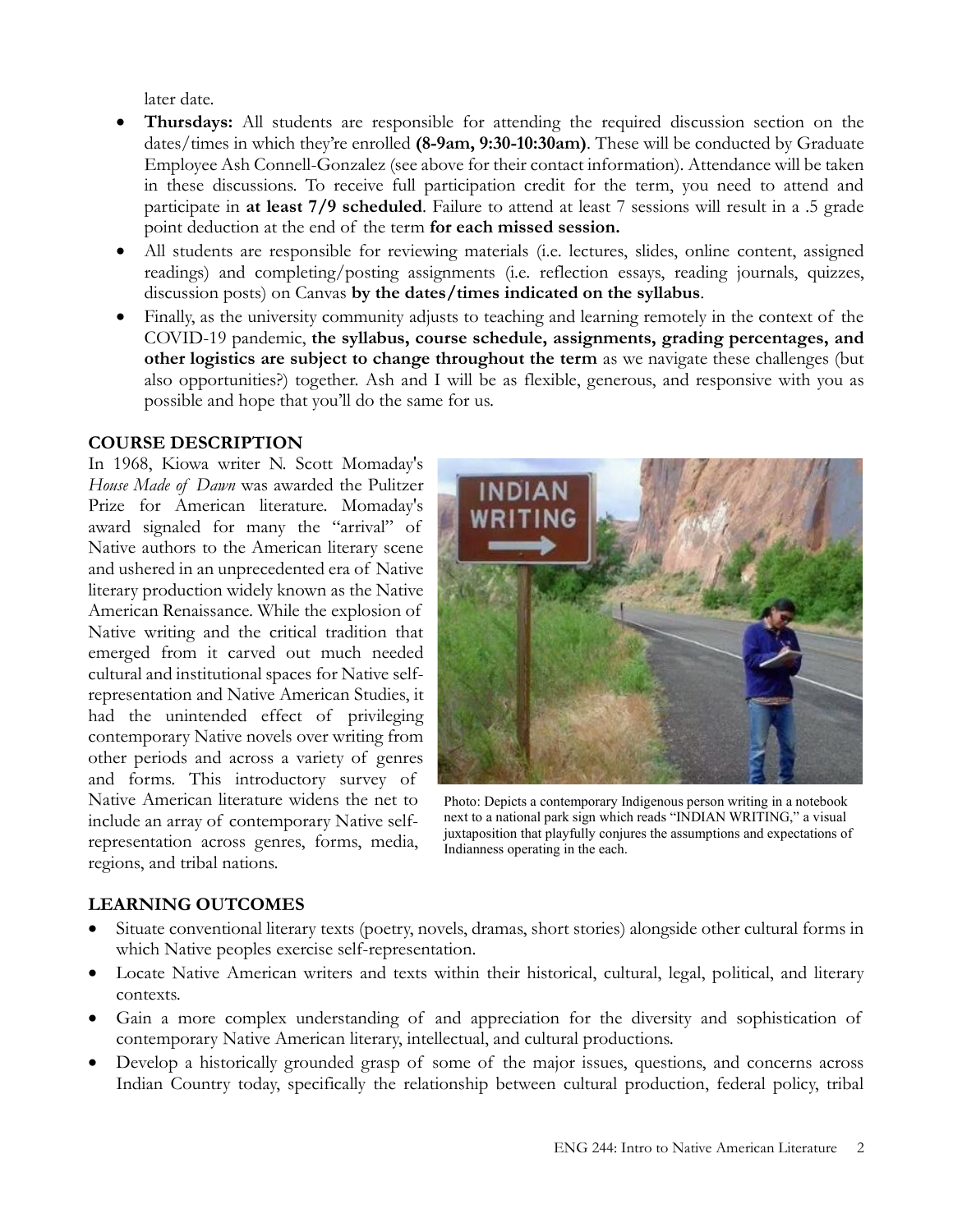later date.

- **Thursdays:** All students are responsible for attending the required discussion section on the dates/times in which they're enrolled **(8-9am, 9:30-10:30am)**. These will be conducted by Graduate Employee Ash Connell-Gonzalez (see above for their contact information). Attendance will be taken in these discussions. To receive full participation credit for the term, you need to attend and participate in **at least 7/9 scheduled**. Failure to attend at least 7 sessions will result in a .5 grade point deduction at the end of the term **for each missed session.**
- All students are responsible for reviewing materials (i.e. lectures, slides, online content, assigned readings) and completing/posting assignments (i.e. reflection essays, reading journals, quizzes, discussion posts) on Canvas **by the dates/times indicated on the syllabus**.
- Finally, as the university community adjusts to teaching and learning remotely in the context of the COVID-19 pandemic, **the syllabus, course schedule, assignments, grading percentages, and other logistics are subject to change throughout the term** as we navigate these challenges (but also opportunities?) together. Ash and I will be as flexible, generous, and responsive with you as possible and hope that you'll do the same for us.

## COURSE DESCRIPTION

In 1968, Kiowa writer N. Scott Momaday's *House Made of Dawn* was awarded the Pulitzer Prize for American literature. Momaday's award signaled for many the "arrival" of Native authors to the American literary scene and ushered in an unprecedented era of Native literary production widely known as the Native American Renaissance. While the explosion of Native writing and the critical tradition that emerged from it carved out much needed cultural and institutional spaces for Native self-representation and Native American Studies, it had the unintended effect of privileging contemporary Native novels over writing from other periods and across a variety of genres and forms. This introductory survey of Native American literature widens the net to include an array of contemporary Native self-representation across genres, forms, media, regions, and tribal nations.

Photo: Depicts a contemporary Indigenous person writing in a notebook next to a national park sign which reads "INDIAN WRITING," a visual juxtaposition that playfully conjures the assumptions and expectations of Indianness operating in the each.

## LEARNING OUTCOMES

- Situate conventional literary texts (poetry, novels, dramas, short stories) alongside other cultural forms in which Native peoples exercise self-representation.
- Locate Native American writers and texts within their historical, cultural, legal, political, and literary contexts.
- Gain a more complex understanding of and appreciation for the diversity and sophistication of contemporary Native American literary, intellectual, and cultural productions.
- Develop a historically grounded grasp of some of the major issues, questions, and concerns across Indian Country today, specifically the relationship between cultural production, federal policy, tribal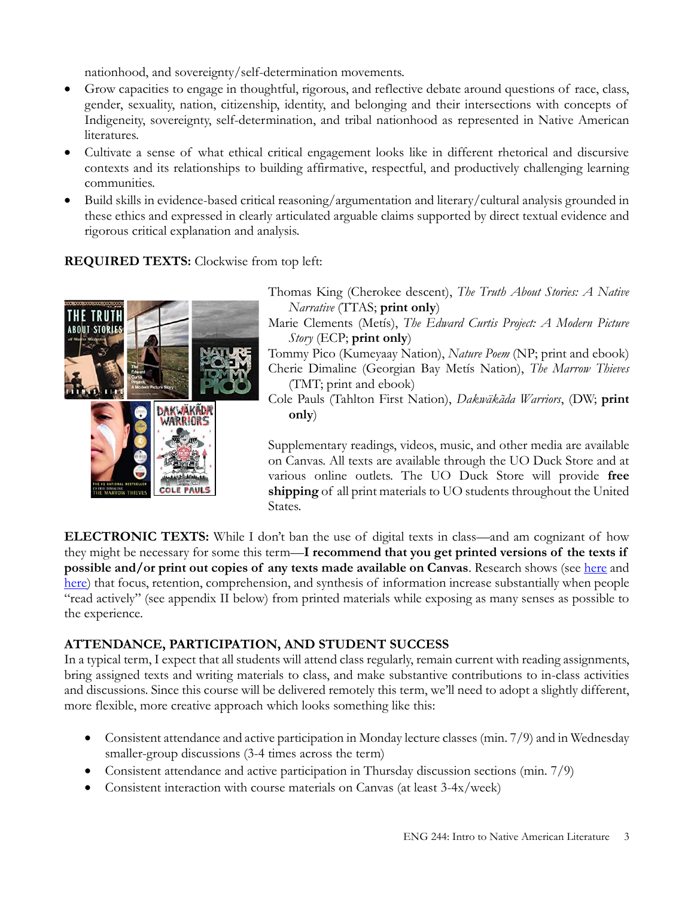nationhood, and sovereignty/self-determination movements.

- Grow capacities to engage in thoughtful, rigorous, and reflective debate around questions of race, class, gender, sexuality, nation, citizenship, identity, and belonging and their intersections with concepts of Indigeneity, sovereignty, self-determination, and tribal nationhood as represented in Native American literatures.
- Cultivate a sense of what ethical critical engagement looks like in different rhetorical and discursive contexts and its relationships to building affirmative, respectful, and productively challenging learning communities.
- Build skills in evidence-based critical reasoning/argumentation and literary/cultural analysis grounded in these ethics and expressed in clearly articulated arguable claims supported by direct textual evidence and rigorous critical explanation and analysis.

**REQUIRED TEXTS:** Clockwise from top left:

Thomas King (Cherokee descent), *The Truth About Stories: A Native Narrative* (TTAS; **print only**)
Marie Clements (Metís), *The Edward Curtis Project: A Modern Picture Story* (ECP; **print only**)
Tommy Pico (Kumeyaay Nation), *Nature Poem* (NP; print and ebook)
Cherie Dimaline (Georgian Bay Metís Nation), *The Marrow Thieves* (TMT; print and ebook)
Cole Pauls (Tahlton First Nation), *Dakwäkãda Warriors*, (DW; **print only**)

Supplementary readings, videos, music, and other media are available on Canvas. All texts are available through the UO Duck Store and at various online outlets. The UO Duck Store will provide **free shipping** of all print materials to UO students throughout the United States.

**ELECTRONIC TEXTS:** While I don't ban the use of digital texts in class—and am cognizant of how they might be necessary for some this term—**I recommend that you get printed versions of the texts if possible and/or print out copies of any texts made available on Canvas**. Research shows (see here and here) that focus, retention, comprehension, and synthesis of information increase substantially when people "read actively" (see appendix II below) from printed materials while exposing as many senses as possible to the experience.

## ATTENDANCE, PARTICIPATION, AND STUDENT SUCCESS

In a typical term, I expect that all students will attend class regularly, remain current with reading assignments, bring assigned texts and writing materials to class, and make substantive contributions to in-class activities and discussions. Since this course will be delivered remotely this term, we'll need to adopt a slightly different, more flexible, more creative approach which looks something like this:

- Consistent attendance and active participation in Monday lecture classes (min. 7/9) and in Wednesday smaller-group discussions (3-4 times across the term)
- Consistent attendance and active participation in Thursday discussion sections (min. 7/9)
- Consistent interaction with course materials on Canvas (at least 3-4x/week)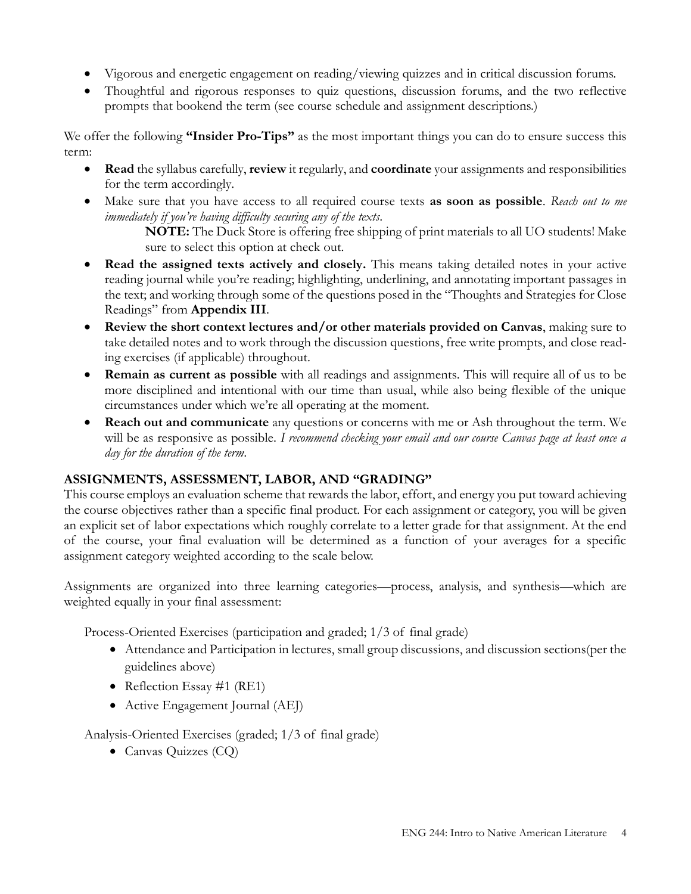- Vigorous and energetic engagement on reading/viewing quizzes and in critical discussion forums.
- Thoughtful and rigorous responses to quiz questions, discussion forums, and the two reflective prompts that bookend the term (see course schedule and assignment descriptions.)

We offer the following **"Insider Pro-Tips"** as the most important things you can do to ensure success this term:

- **Read** the syllabus carefully, **review** it regularly, and **coordinate** your assignments and responsibilities for the term accordingly.
- Make sure that you have access to all required course texts **as soon as possible**. *Reach out to me immediately if you're having difficulty securing any of the texts*.

  **NOTE:** The Duck Store is offering free shipping of print materials to all UO students! Make sure to select this option at check out.
- **Read the assigned texts actively and closely.** This means taking detailed notes in your active reading journal while you're reading; highlighting, underlining, and annotating important passages in the text; and working through some of the questions posed in the "Thoughts and Strategies for Close Readings" from **Appendix III**.
- **Review the short context lectures and/or other materials provided on Canvas**, making sure to take detailed notes and to work through the discussion questions, free write prompts, and close reading exercises (if applicable) throughout.
- **Remain as current as possible** with all readings and assignments. This will require all of us to be more disciplined and intentional with our time than usual, while also being flexible of the unique circumstances under which we're all operating at the moment.
- **Reach out and communicate** any questions or concerns with me or Ash throughout the term. We will be as responsive as possible. *I recommend checking your email and our course Canvas page at least once a day for the duration of the term*.

## ASSIGNMENTS, ASSESSMENT, LABOR, AND "GRADING"

This course employs an evaluation scheme that rewards the labor, effort, and energy you put toward achieving the course objectives rather than a specific final product. For each assignment or category, you will be given an explicit set of labor expectations which roughly correlate to a letter grade for that assignment. At the end of the course, your final evaluation will be determined as a function of your averages for a specific assignment category weighted according to the scale below.

Assignments are organized into three learning categories—process, analysis, and synthesis—which are weighted equally in your final assessment:

Process-Oriented Exercises (participation and graded; 1/3 of final grade)

- Attendance and Participation in lectures, small group discussions, and discussion sections(per the guidelines above)
- Reflection Essay #1 (RE1)
- Active Engagement Journal (AEJ)

Analysis-Oriented Exercises (graded; 1/3 of final grade)

- Canvas Quizzes (CQ)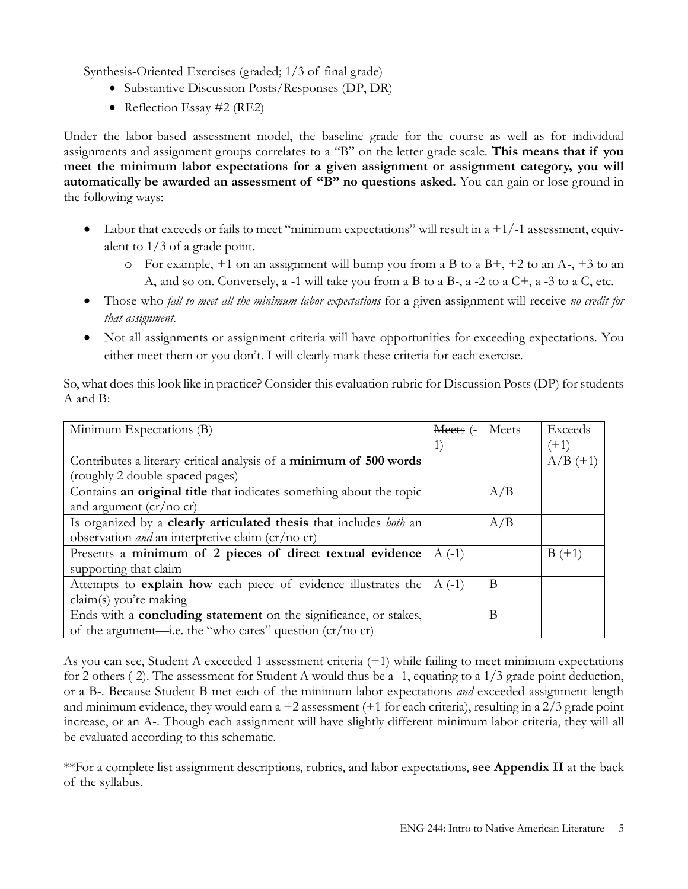Synthesis-Oriented Exercises (graded; 1/3 of final grade)

- Substantive Discussion Posts/Responses (DP, DR)
- Reflection Essay #2 (RE2)

Under the labor-based assessment model, the baseline grade for the course as well as for individual assignments and assignment groups correlates to a "B" on the letter grade scale. **This means that if you meet the minimum labor expectations for a given assignment or assignment category, you will automatically be awarded an assessment of "B" no questions asked.** You can gain or lose ground in the following ways:

- Labor that exceeds or fails to meet "minimum expectations" will result in a +1/-1 assessment, equivalent to 1/3 of a grade point.
  - For example, +1 on an assignment will bump you from a B to a B+, +2 to an A-, +3 to an A, and so on. Conversely, a -1 will take you from a B to a B-, a -2 to a C+, a -3 to a C, etc.
- Those who *fail to meet all the minimum labor expectations* for a given assignment will receive *no credit for that assignment.*
- Not all assignments or assignment criteria will have opportunities for exceeding expectations. You either meet them or you don't. I will clearly mark these criteria for each exercise.

So, what does this look like in practice? Consider this evaluation rubric for Discussion Posts (DP) for students A and B:

| Minimum Expectations (B) | ~~Meets~~ (-1) | Meets | Exceeds (+1) |
|---|---|---|---|
| Contributes a literary-critical analysis of a **minimum of 500 words** (roughly 2 double-spaced pages) | | | A/B (+1) |
| Contains **an original title** that indicates something about the topic and argument (cr/no cr) | | A/B | |
| Is organized by a **clearly articulated thesis** that includes *both* an observation *and* an interpretive claim (cr/no cr) | | A/B | |
| Presents a **minimum of 2 pieces of direct textual evidence** supporting that claim | A (-1) | | B (+1) |
| Attempts to **explain how** each piece of evidence illustrates the claim(s) you're making | A (-1) | B | |
| Ends with a **concluding statement** on the significance, or stakes, of the argument—i.e. the "who cares" question (cr/no cr) | | B | |

As you can see, Student A exceeded 1 assessment criteria (+1) while failing to meet minimum expectations for 2 others (-2). The assessment for Student A would thus be a -1, equating to a 1/3 grade point deduction, or a B-. Because Student B met each of the minimum labor expectations *and* exceeded assignment length and minimum evidence, they would earn a +2 assessment (+1 for each criteria), resulting in a 2/3 grade point increase, or an A-. Though each assignment will have slightly different minimum labor criteria, they will all be evaluated according to this schematic.

**For a complete list assignment descriptions, rubrics, and labor expectations, **see Appendix II** at the back of the syllabus.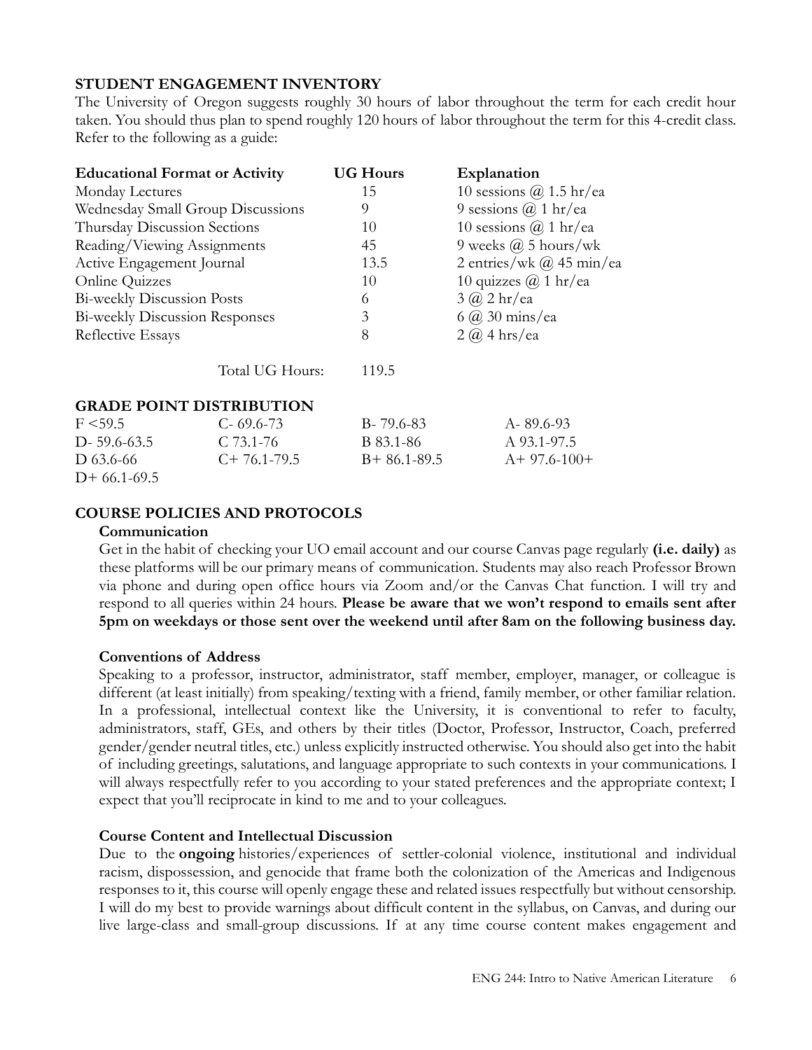### STUDENT ENGAGEMENT INVENTORY

The University of Oregon suggests roughly 30 hours of labor throughout the term for each credit hour taken. You should thus plan to spend roughly 120 hours of labor throughout the term for this 4-credit class. Refer to the following as a guide:

| Educational Format or Activity | UG Hours | Explanation |
|---|---|---|
| Monday Lectures | 15 | 10 sessions @ 1.5 hr/ea |
| Wednesday Small Group Discussions | 9 | 9 sessions @ 1 hr/ea |
| Thursday Discussion Sections | 10 | 10 sessions @ 1 hr/ea |
| Reading/Viewing Assignments | 45 | 9 weeks @ 5 hours/wk |
| Active Engagement Journal | 13.5 | 2 entries/wk @ 45 min/ea |
| Online Quizzes | 10 | 10 quizzes @ 1 hr/ea |
| Bi-weekly Discussion Posts | 6 | 3 @ 2 hr/ea |
| Bi-weekly Discussion Responses | 3 | 6 @ 30 mins/ea |
| Reflective Essays | 8 | 2 @ 4 hrs/ea |
| Total UG Hours: | 119.5 | |

### GRADE POINT DISTRIBUTION

| | | | |
|---|---|---|---|
| F <59.5 | C- 69.6-73 | B- 79.6-83 | A- 89.6-93 |
| D- 59.6-63.5 | C 73.1-76 | B 83.1-86 | A 93.1-97.5 |
| D 63.6-66 | C+ 76.1-79.5 | B+ 86.1-89.5 | A+ 97.6-100+ |
| D+ 66.1-69.5 | | | |

### COURSE POLICIES AND PROTOCOLS

#### Communication

Get in the habit of checking your UO email account and our course Canvas page regularly **(i.e. daily)** as these platforms will be our primary means of communication. Students may also reach Professor Brown via phone and during open office hours via Zoom and/or the Canvas Chat function. I will try and respond to all queries within 24 hours. **Please be aware that we won't respond to emails sent after 5pm on weekdays or those sent over the weekend until after 8am on the following business day.**

#### Conventions of Address

Speaking to a professor, instructor, administrator, staff member, employer, manager, or colleague is different (at least initially) from speaking/texting with a friend, family member, or other familiar relation. In a professional, intellectual context like the University, it is conventional to refer to faculty, administrators, staff, GEs, and others by their titles (Doctor, Professor, Instructor, Coach, preferred gender/gender neutral titles, etc.) unless explicitly instructed otherwise. You should also get into the habit of including greetings, salutations, and language appropriate to such contexts in your communications. I will always respectfully refer to you according to your stated preferences and the appropriate context; I expect that you'll reciprocate in kind to me and to your colleagues.

#### Course Content and Intellectual Discussion

Due to the **ongoing** histories/experiences of settler-colonial violence, institutional and individual racism, dispossession, and genocide that frame both the colonization of the Americas and Indigenous responses to it, this course will openly engage these and related issues respectfully but without censorship. I will do my best to provide warnings about difficult content in the syllabus, on Canvas, and during our live large-class and small-group discussions. If at any time course content makes engagement and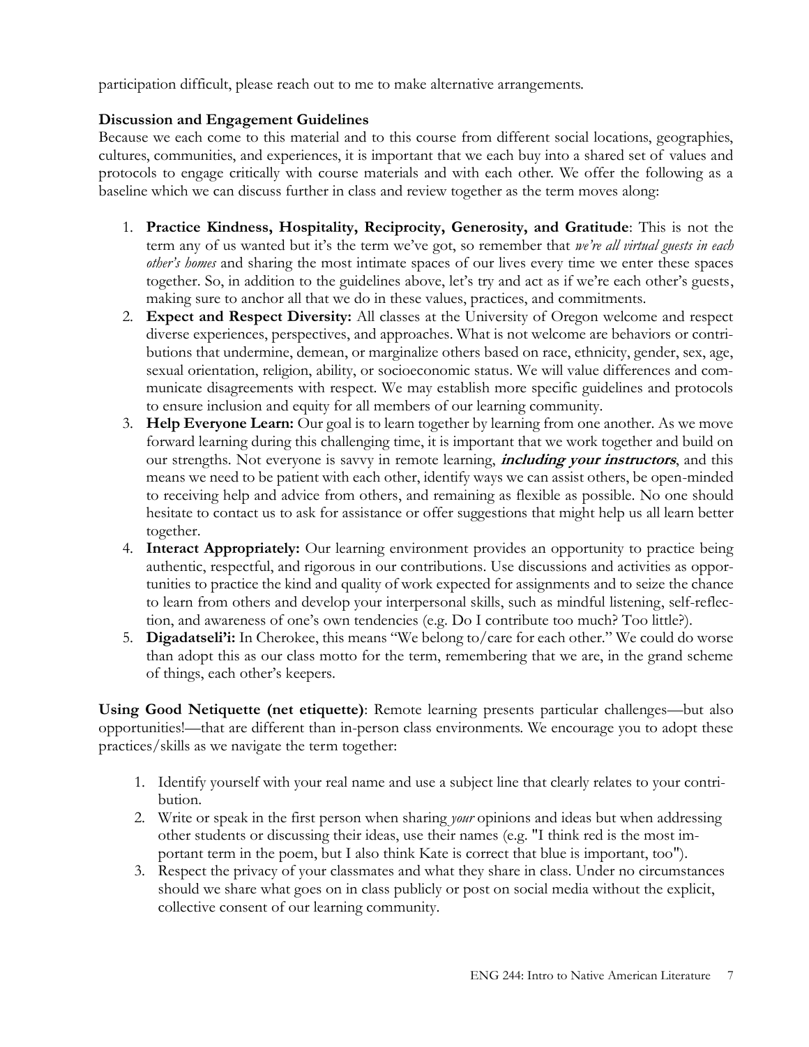participation difficult, please reach out to me to make alternative arrangements.

**Discussion and Engagement Guidelines**

Because we each come to this material and to this course from different social locations, geographies, cultures, communities, and experiences, it is important that we each buy into a shared set of values and protocols to engage critically with course materials and with each other. We offer the following as a baseline which we can discuss further in class and review together as the term moves along:

1. **Practice Kindness, Hospitality, Reciprocity, Generosity, and Gratitude**: This is not the term any of us wanted but it's the term we've got, so remember that *we're all virtual guests in each other's homes* and sharing the most intimate spaces of our lives every time we enter these spaces together. So, in addition to the guidelines above, let's try and act as if we're each other's guests, making sure to anchor all that we do in these values, practices, and commitments.
2. **Expect and Respect Diversity:** All classes at the University of Oregon welcome and respect diverse experiences, perspectives, and approaches. What is not welcome are behaviors or contributions that undermine, demean, or marginalize others based on race, ethnicity, gender, sex, age, sexual orientation, religion, ability, or socioeconomic status. We will value differences and communicate disagreements with respect. We may establish more specific guidelines and protocols to ensure inclusion and equity for all members of our learning community.
3. **Help Everyone Learn:** Our goal is to learn together by learning from one another. As we move forward learning during this challenging time, it is important that we work together and build on our strengths. Not everyone is savvy in remote learning, ***including your instructors***, and this means we need to be patient with each other, identify ways we can assist others, be open-minded to receiving help and advice from others, and remaining as flexible as possible. No one should hesitate to contact us to ask for assistance or offer suggestions that might help us all learn better together.
4. **Interact Appropriately:** Our learning environment provides an opportunity to practice being authentic, respectful, and rigorous in our contributions. Use discussions and activities as opportunities to practice the kind and quality of work expected for assignments and to seize the chance to learn from others and develop your interpersonal skills, such as mindful listening, self-reflection, and awareness of one's own tendencies (e.g. Do I contribute too much? Too little?).
5. **Digadatseli'i:** In Cherokee, this means "We belong to/care for each other." We could do worse than adopt this as our class motto for the term, remembering that we are, in the grand scheme of things, each other's keepers.

**Using Good Netiquette (net etiquette)**: Remote learning presents particular challenges—but also opportunities!—that are different than in-person class environments. We encourage you to adopt these practices/skills as we navigate the term together:

1. Identify yourself with your real name and use a subject line that clearly relates to your contribution.
2. Write or speak in the first person when sharing *your* opinions and ideas but when addressing other students or discussing their ideas, use their names (e.g. "I think red is the most important term in the poem, but I also think Kate is correct that blue is important, too").
3. Respect the privacy of your classmates and what they share in class. Under no circumstances should we share what goes on in class publicly or post on social media without the explicit, collective consent of our learning community.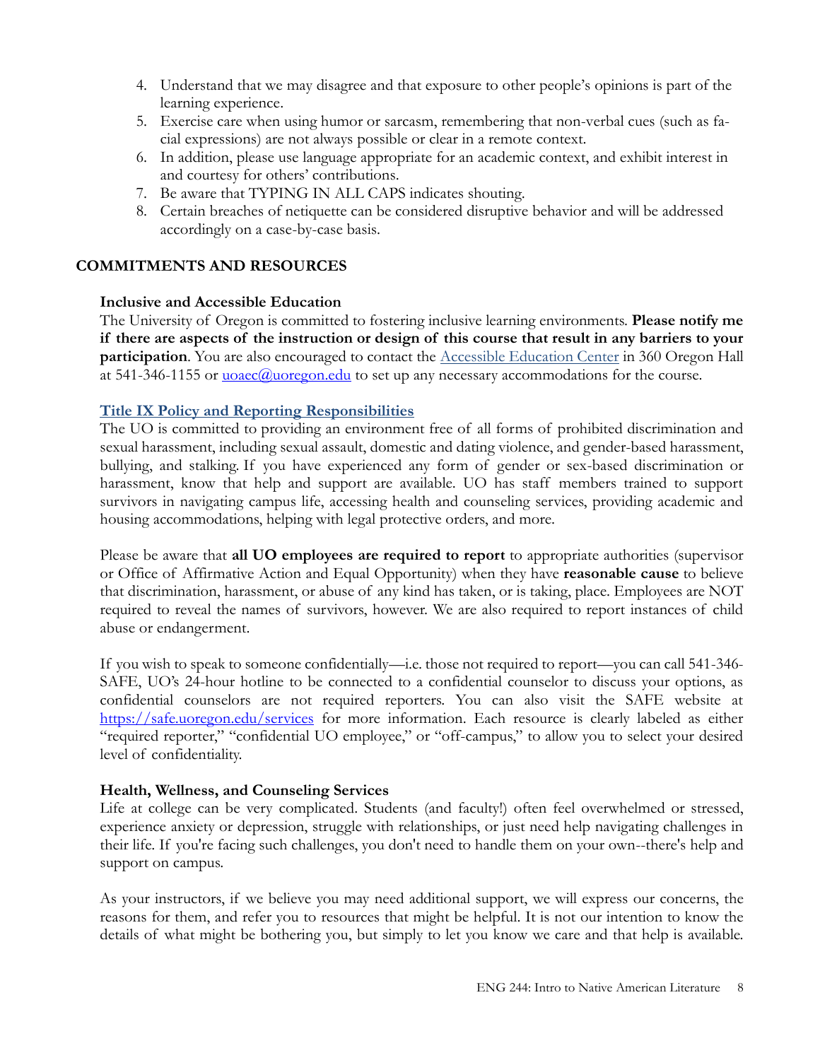4. Understand that we may disagree and that exposure to other people's opinions is part of the learning experience.
5. Exercise care when using humor or sarcasm, remembering that non-verbal cues (such as facial expressions) are not always possible or clear in a remote context.
6. In addition, please use language appropriate for an academic context, and exhibit interest in and courtesy for others' contributions.
7. Be aware that TYPING IN ALL CAPS indicates shouting.
8. Certain breaches of netiquette can be considered disruptive behavior and will be addressed accordingly on a case-by-case basis.

## COMMITMENTS AND RESOURCES

### Inclusive and Accessible Education

The University of Oregon is committed to fostering inclusive learning environments. **Please notify me if there are aspects of the instruction or design of this course that result in any barriers to your participation**. You are also encouraged to contact the [Accessible Education Center]() in 360 Oregon Hall at 541-346-1155 or [uoaec@uoregon.edu](mailto:uoaec@uoregon.edu) to set up any necessary accommodations for the course.

### [Title IX Policy and Reporting Responsibilities]()

The UO is committed to providing an environment free of all forms of prohibited discrimination and sexual harassment, including sexual assault, domestic and dating violence, and gender-based harassment, bullying, and stalking. If you have experienced any form of gender or sex-based discrimination or harassment, know that help and support are available. UO has staff members trained to support survivors in navigating campus life, accessing health and counseling services, providing academic and housing accommodations, helping with legal protective orders, and more.

Please be aware that **all UO employees are required to report** to appropriate authorities (supervisor or Office of Affirmative Action and Equal Opportunity) when they have **reasonable cause** to believe that discrimination, harassment, or abuse of any kind has taken, or is taking, place. Employees are NOT required to reveal the names of survivors, however. We are also required to report instances of child abuse or endangerment.

If you wish to speak to someone confidentially—i.e. those not required to report—you can call 541-346-SAFE, UO's 24-hour hotline to be connected to a confidential counselor to discuss your options, as confidential counselors are not required reporters. You can also visit the SAFE website at [https://safe.uoregon.edu/services](https://safe.uoregon.edu/services) for more information. Each resource is clearly labeled as either "required reporter," "confidential UO employee," or "off-campus," to allow you to select your desired level of confidentiality.

### Health, Wellness, and Counseling Services

Life at college can be very complicated. Students (and faculty!) often feel overwhelmed or stressed, experience anxiety or depression, struggle with relationships, or just need help navigating challenges in their life. If you're facing such challenges, you don't need to handle them on your own--there's help and support on campus.

As your instructors, if we believe you may need additional support, we will express our concerns, the reasons for them, and refer you to resources that might be helpful. It is not our intention to know the details of what might be bothering you, but simply to let you know we care and that help is available.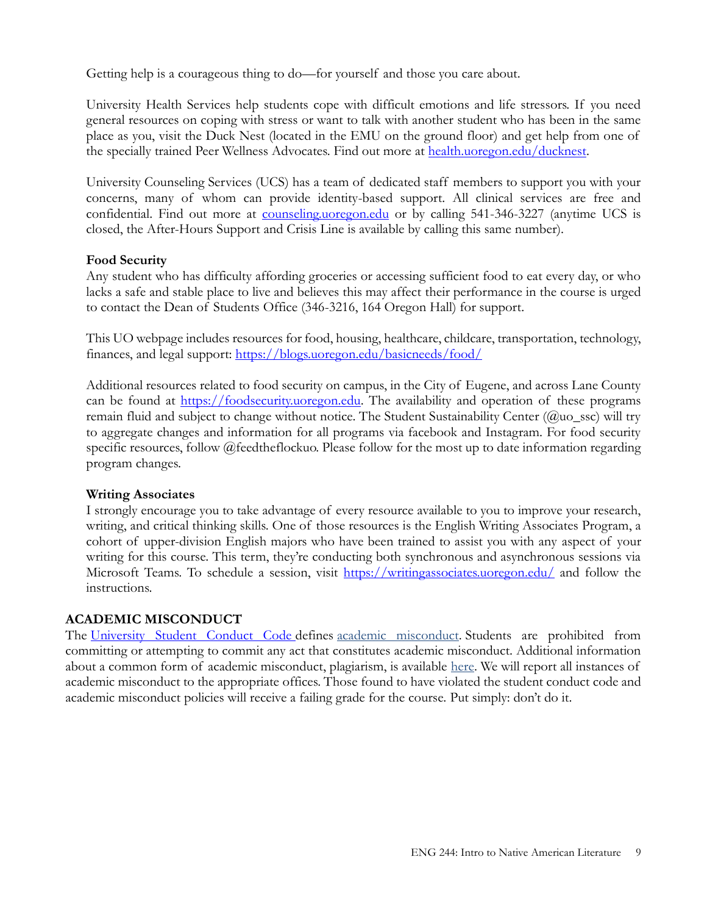Getting help is a courageous thing to do—for yourself and those you care about.

University Health Services help students cope with difficult emotions and life stressors. If you need general resources on coping with stress or want to talk with another student who has been in the same place as you, visit the Duck Nest (located in the EMU on the ground floor) and get help from one of the specially trained Peer Wellness Advocates. Find out more at [health.uoregon.edu/ducknest](health.uoregon.edu/ducknest).

University Counseling Services (UCS) has a team of dedicated staff members to support you with your concerns, many of whom can provide identity-based support. All clinical services are free and confidential. Find out more at [counseling.uoregon.edu](counseling.uoregon.edu) or by calling 541-346-3227 (anytime UCS is closed, the After-Hours Support and Crisis Line is available by calling this same number).

**Food Security**

Any student who has difficulty affording groceries or accessing sufficient food to eat every day, or who lacks a safe and stable place to live and believes this may affect their performance in the course is urged to contact the Dean of Students Office (346-3216, 164 Oregon Hall) for support.

This UO webpage includes resources for food, housing, healthcare, childcare, transportation, technology, finances, and legal support: [https://blogs.uoregon.edu/basicneeds/food/](https://blogs.uoregon.edu/basicneeds/food/)

Additional resources related to food security on campus, in the City of Eugene, and across Lane County can be found at [https://foodsecurity.uoregon.edu](https://foodsecurity.uoregon.edu). The availability and operation of these programs remain fluid and subject to change without notice. The Student Sustainability Center (@uo_ssc) will try to aggregate changes and information for all programs via facebook and Instagram. For food security specific resources, follow @feedtheflockuo. Please follow for the most up to date information regarding program changes.

**Writing Associates**

I strongly encourage you to take advantage of every resource available to you to improve your research, writing, and critical thinking skills. One of those resources is the English Writing Associates Program, a cohort of upper-division English majors who have been trained to assist you with any aspect of your writing for this course. This term, they're conducting both synchronous and asynchronous sessions via Microsoft Teams. To schedule a session, visit [https://writingassociates.uoregon.edu/](https://writingassociates.uoregon.edu/) and follow the instructions.

## ACADEMIC MISCONDUCT

The University Student Conduct Code defines academic misconduct. Students are prohibited from committing or attempting to commit any act that constitutes academic misconduct. Additional information about a common form of academic misconduct, plagiarism, is available here. We will report all instances of academic misconduct to the appropriate offices. Those found to have violated the student conduct code and academic misconduct policies will receive a failing grade for the course. Put simply: don't do it.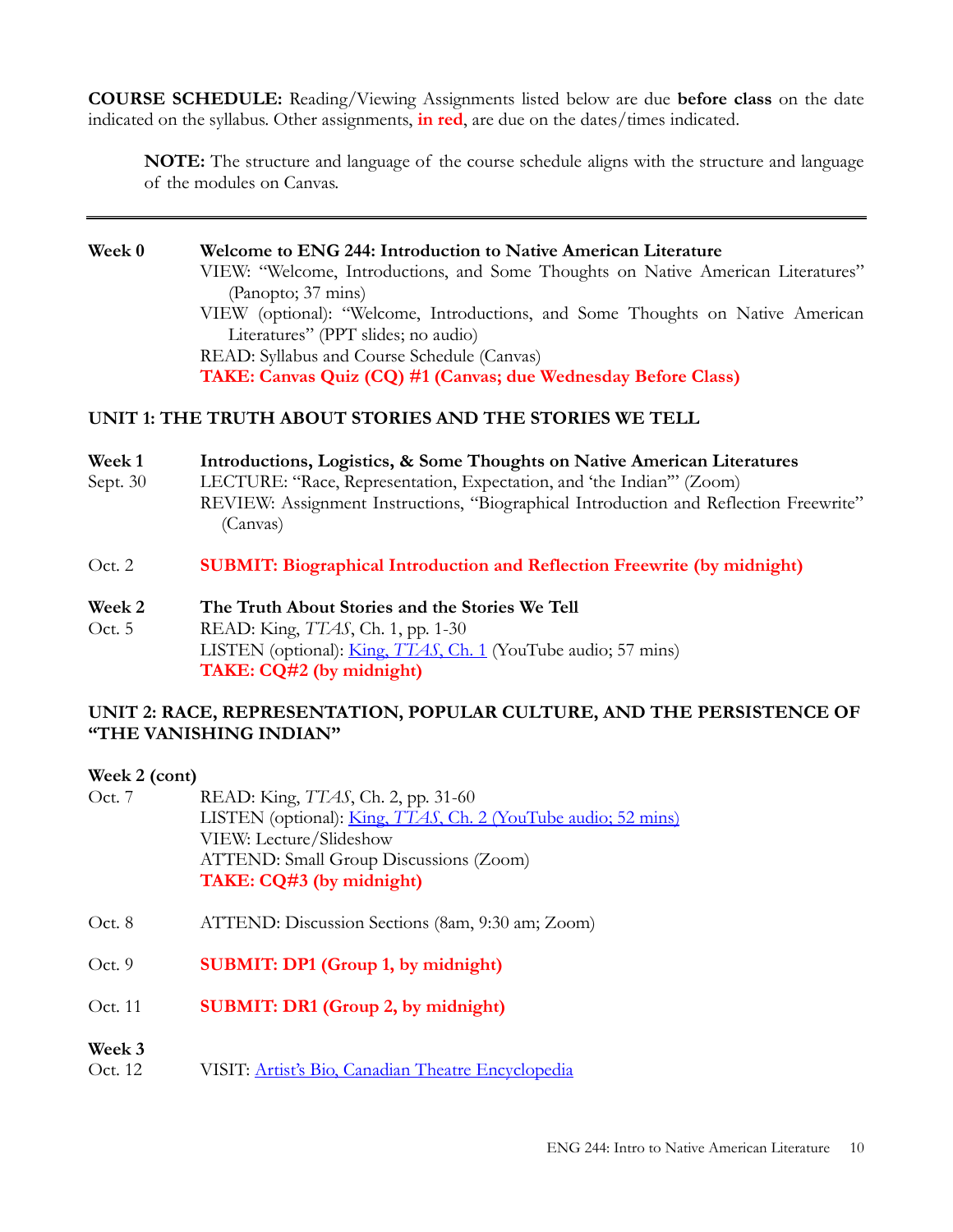**COURSE SCHEDULE:** Reading/Viewing Assignments listed below are due **before class** on the date indicated on the syllabus. Other assignments, **in red**, are due on the dates/times indicated.

> **NOTE:** The structure and language of the course schedule aligns with the structure and language of the modules on Canvas.

---

**Week 0** — **Welcome to ENG 244: Introduction to Native American Literature**

VIEW: "Welcome, Introductions, and Some Thoughts on Native American Literatures" (Panopto; 37 mins)
VIEW (optional): "Welcome, Introductions, and Some Thoughts on Native American Literatures" (PPT slides; no audio)
READ: Syllabus and Course Schedule (Canvas)
**TAKE: Canvas Quiz (CQ) #1 (Canvas; due Wednesday Before Class)**

## UNIT 1: THE TRUTH ABOUT STORIES AND THE STORIES WE TELL

**Week 1** — **Introductions, Logistics, & Some Thoughts on Native American Literatures**

Sept. 30 — LECTURE: "Race, Representation, Expectation, and 'the Indian'" (Zoom)
REVIEW: Assignment Instructions, "Biographical Introduction and Reflection Freewrite" (Canvas)

Oct. 2 — **SUBMIT: Biographical Introduction and Reflection Freewrite (by midnight)**

**Week 2** — **The Truth About Stories and the Stories We Tell**

Oct. 5 — READ: King, *TTAS*, Ch. 1, pp. 1-30
LISTEN (optional): King, *TTAS*, Ch. 1 (YouTube audio; 57 mins)
**TAKE: CQ#2 (by midnight)**

## UNIT 2: RACE, REPRESENTATION, POPULAR CULTURE, AND THE PERSISTENCE OF "THE VANISHING INDIAN"

**Week 2 (cont)**

Oct. 7 — READ: King, *TTAS*, Ch. 2, pp. 31-60
LISTEN (optional): King, *TTAS*, Ch. 2 (YouTube audio; 52 mins)
VIEW: Lecture/Slideshow
ATTEND: Small Group Discussions (Zoom)
**TAKE: CQ#3 (by midnight)**

Oct. 8 — ATTEND: Discussion Sections (8am, 9:30 am; Zoom)

Oct. 9 — **SUBMIT: DP1 (Group 1, by midnight)**

Oct. 11 — **SUBMIT: DR1 (Group 2, by midnight)**

**Week 3**

Oct. 12 — VISIT: Artist's Bio, Canadian Theatre Encyclopedia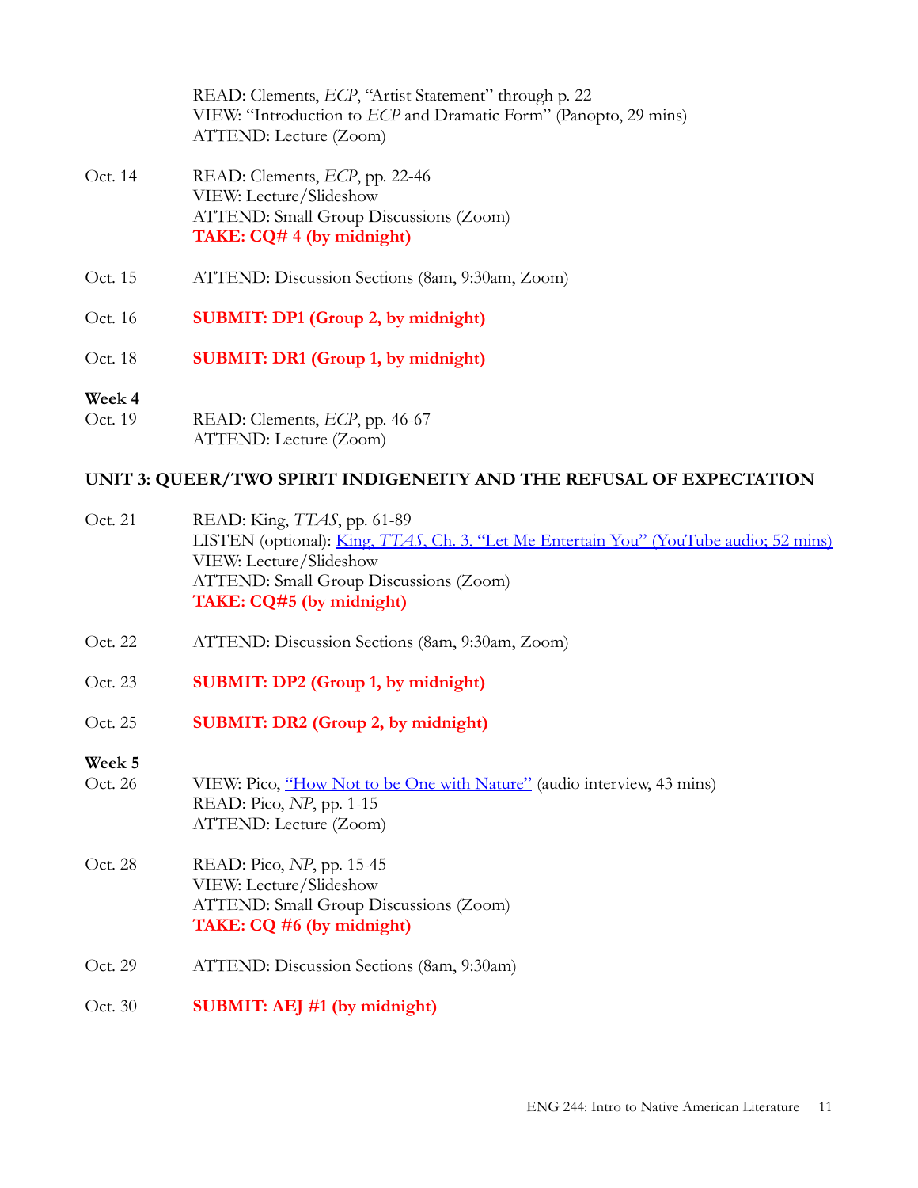READ: Clements, *ECP*, "Artist Statement" through p. 22
VIEW: "Introduction to *ECP* and Dramatic Form" (Panopto, 29 mins)
ATTEND: Lecture (Zoom)

Oct. 14 READ: Clements, *ECP*, pp. 22-46
VIEW: Lecture/Slideshow
ATTEND: Small Group Discussions (Zoom)
**TAKE: CQ# 4 (by midnight)**

Oct. 15 ATTEND: Discussion Sections (8am, 9:30am, Zoom)

Oct. 16 **SUBMIT: DP1 (Group 2, by midnight)**

Oct. 18 **SUBMIT: DR1 (Group 1, by midnight)**

**Week 4**

Oct. 19 READ: Clements, *ECP*, pp. 46-67
ATTEND: Lecture (Zoom)

**UNIT 3: QUEER/TWO SPIRIT INDIGENEITY AND THE REFUSAL OF EXPECTATION**

Oct. 21 READ: King, *TTAS*, pp. 61-89
LISTEN (optional): [King, *TTAS*, Ch. 3, "Let Me Entertain You" (YouTube audio; 52 mins)]
VIEW: Lecture/Slideshow
ATTEND: Small Group Discussions (Zoom)
**TAKE: CQ#5 (by midnight)**

Oct. 22 ATTEND: Discussion Sections (8am, 9:30am, Zoom)

Oct. 23 **SUBMIT: DP2 (Group 1, by midnight)**

Oct. 25 **SUBMIT: DR2 (Group 2, by midnight)**

**Week 5**

Oct. 26 VIEW: Pico, ["How Not to be One with Nature"] (audio interview, 43 mins)
READ: Pico, *NP*, pp. 1-15
ATTEND: Lecture (Zoom)

Oct. 28 READ: Pico, *NP*, pp. 15-45
VIEW: Lecture/Slideshow
ATTEND: Small Group Discussions (Zoom)
**TAKE: CQ #6 (by midnight)**

Oct. 29 ATTEND: Discussion Sections (8am, 9:30am)

Oct. 30 **SUBMIT: AEJ #1 (by midnight)**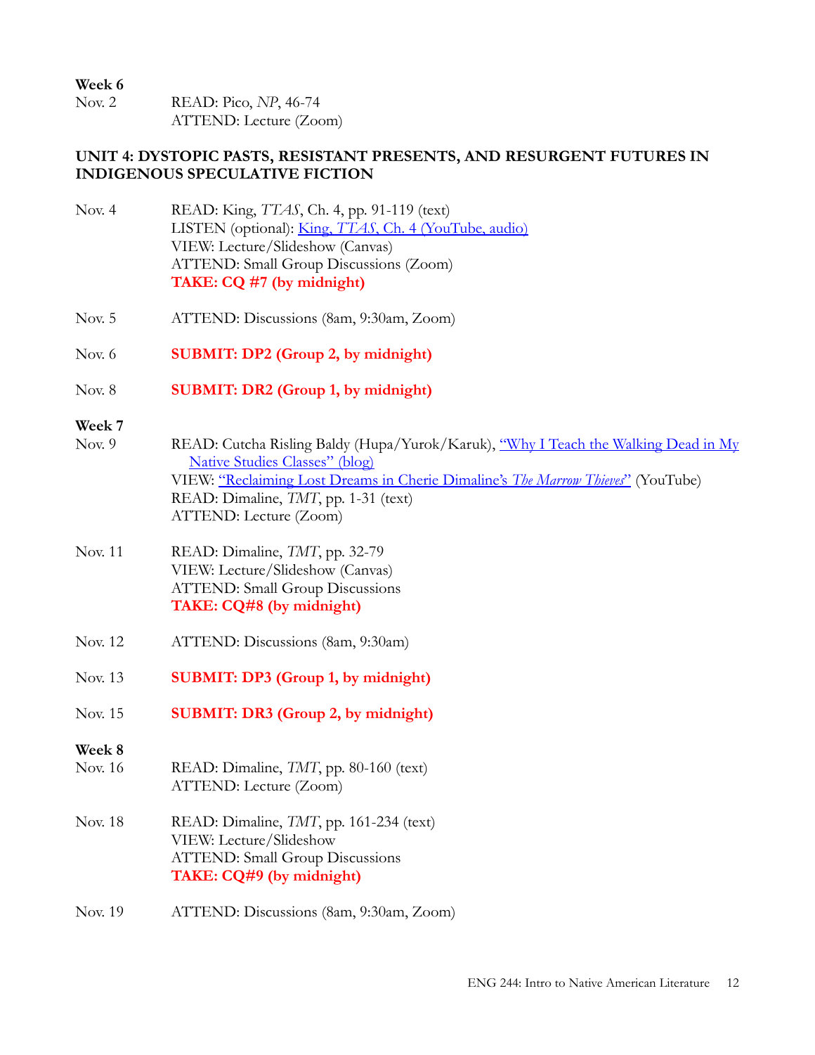**Week 6**

Nov. 2 READ: Pico, *NP*, 46-74
ATTEND: Lecture (Zoom)

**UNIT 4: DYSTOPIC PASTS, RESISTANT PRESENTS, AND RESURGENT FUTURES IN INDIGENOUS SPECULATIVE FICTION**

Nov. 4 READ: King, *TTAS*, Ch. 4, pp. 91-119 (text)
LISTEN (optional): King, *TTAS*, Ch. 4 (YouTube, audio)
VIEW: Lecture/Slideshow (Canvas)
ATTEND: Small Group Discussions (Zoom)
**TAKE: CQ #7 (by midnight)**

Nov. 5 ATTEND: Discussions (8am, 9:30am, Zoom)

Nov. 6 **SUBMIT: DP2 (Group 2, by midnight)**

Nov. 8 **SUBMIT: DR2 (Group 1, by midnight)**

**Week 7**

Nov. 9 READ: Cutcha Risling Baldy (Hupa/Yurok/Karuk), "Why I Teach the Walking Dead in My Native Studies Classes" (blog)
VIEW: "Reclaiming Lost Dreams in Cherie Dimaline's *The Marrow Thieves*" (YouTube)
READ: Dimaline, *TMT*, pp. 1-31 (text)
ATTEND: Lecture (Zoom)

Nov. 11 READ: Dimaline, *TMT*, pp. 32-79
VIEW: Lecture/Slideshow (Canvas)
ATTEND: Small Group Discussions
**TAKE: CQ#8 (by midnight)**

Nov. 12 ATTEND: Discussions (8am, 9:30am)

Nov. 13 **SUBMIT: DP3 (Group 1, by midnight)**

Nov. 15 **SUBMIT: DR3 (Group 2, by midnight)**

**Week 8**

Nov. 16 READ: Dimaline, *TMT*, pp. 80-160 (text)
ATTEND: Lecture (Zoom)

Nov. 18 READ: Dimaline, *TMT*, pp. 161-234 (text)
VIEW: Lecture/Slideshow
ATTEND: Small Group Discussions
**TAKE: CQ#9 (by midnight)**

Nov. 19 ATTEND: Discussions (8am, 9:30am, Zoom)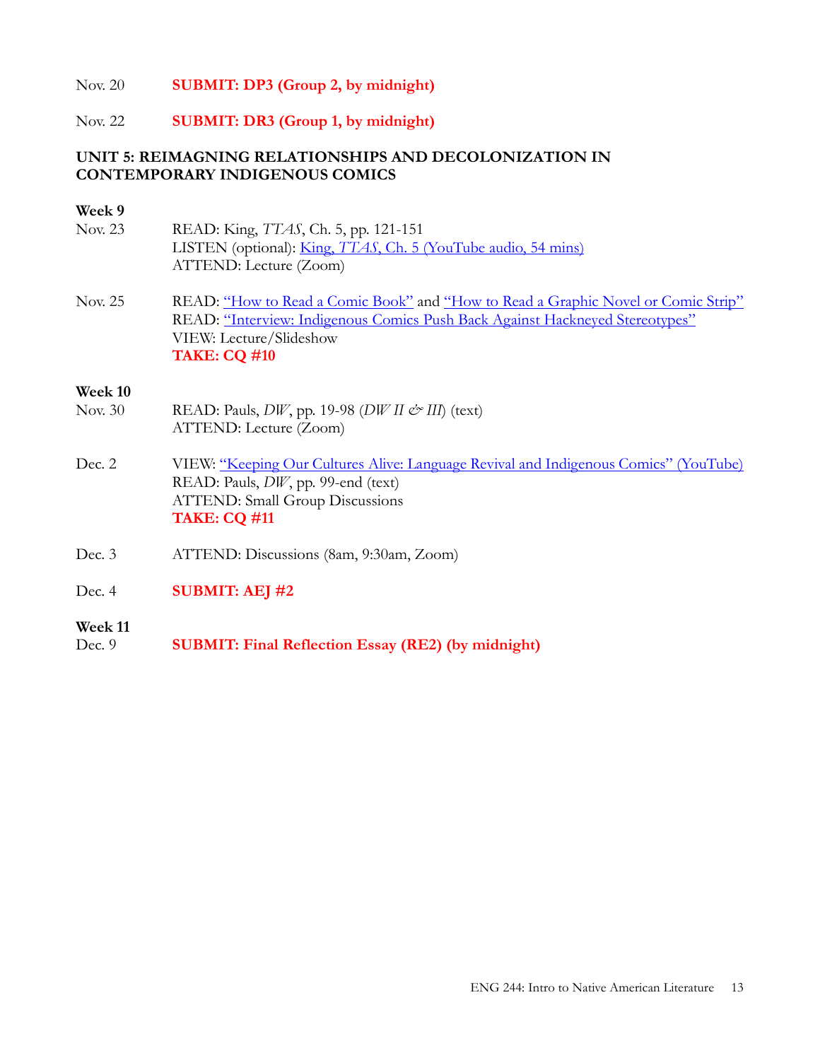Nov. 20 **SUBMIT: DP3 (Group 2, by midnight)**

Nov. 22 **SUBMIT: DR3 (Group 1, by midnight)**

### UNIT 5: REIMAGNING RELATIONSHIPS AND DECOLONIZATION IN CONTEMPORARY INDIGENOUS COMICS

**Week 9**

Nov. 23
READ: King, *TTAS*, Ch. 5, pp. 121-151
LISTEN (optional): King, *TTAS*, Ch. 5 (YouTube audio, 54 mins)
ATTEND: Lecture (Zoom)

Nov. 25
READ: "How to Read a Comic Book" and "How to Read a Graphic Novel or Comic Strip"
READ: "Interview: Indigenous Comics Push Back Against Hackneyed Stereotypes"
VIEW: Lecture/Slideshow
**TAKE: CQ #10**

**Week 10**

Nov. 30
READ: Pauls, *DW*, pp. 19-98 (*DW II & III*) (text)
ATTEND: Lecture (Zoom)

Dec. 2
VIEW: "Keeping Our Cultures Alive: Language Revival and Indigenous Comics" (YouTube)
READ: Pauls, *DW*, pp. 99-end (text)
ATTEND: Small Group Discussions
**TAKE: CQ #11**

Dec. 3
ATTEND: Discussions (8am, 9:30am, Zoom)

Dec. 4 **SUBMIT: AEJ #2**

**Week 11**

Dec. 9 **SUBMIT: Final Reflection Essay (RE2) (by midnight)**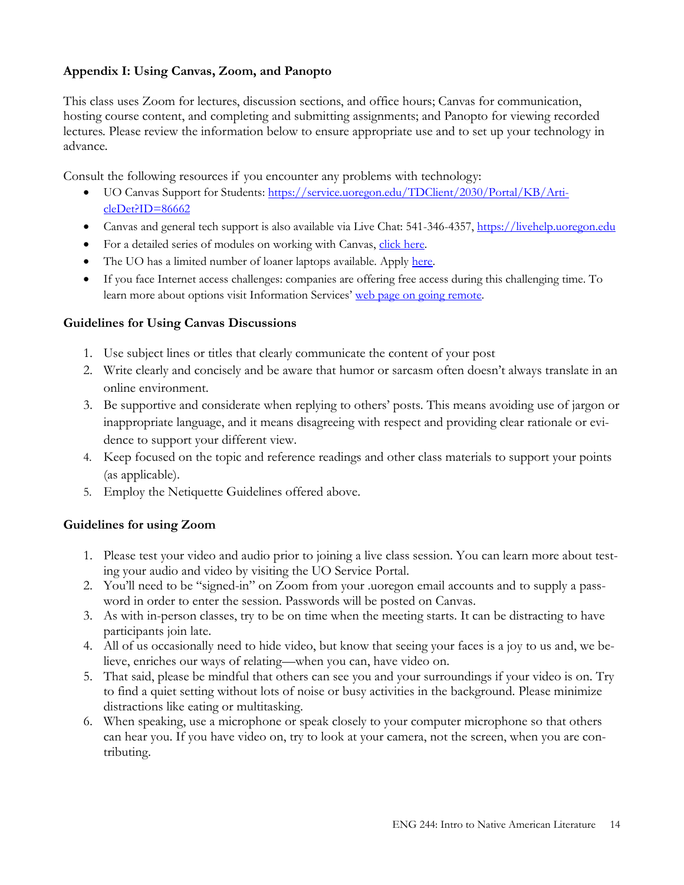**Appendix I: Using Canvas, Zoom, and Panopto**

This class uses Zoom for lectures, discussion sections, and office hours; Canvas for communication, hosting course content, and completing and submitting assignments; and Panopto for viewing recorded lectures. Please review the information below to ensure appropriate use and to set up your technology in advance.

Consult the following resources if you encounter any problems with technology:

- UO Canvas Support for Students: [https://service.uoregon.edu/TDClient/2030/Portal/KB/ArticleDet?ID=86662](https://service.uoregon.edu/TDClient/2030/Portal/KB/ArticleDet?ID=86662)
- Canvas and general tech support is also available via Live Chat: 541-346-4357, [https://livehelp.uoregon.edu](https://livehelp.uoregon.edu)
- For a detailed series of modules on working with Canvas, click here.
- The UO has a limited number of loaner laptops available. Apply here.
- If you face Internet access challenges: companies are offering free access during this challenging time. To learn more about options visit Information Services' web page on going remote.

**Guidelines for Using Canvas Discussions**

1. Use subject lines or titles that clearly communicate the content of your post
2. Write clearly and concisely and be aware that humor or sarcasm often doesn't always translate in an online environment.
3. Be supportive and considerate when replying to others' posts. This means avoiding use of jargon or inappropriate language, and it means disagreeing with respect and providing clear rationale or evidence to support your different view.
4. Keep focused on the topic and reference readings and other class materials to support your points (as applicable).
5. Employ the Netiquette Guidelines offered above.

**Guidelines for using Zoom**

1. Please test your video and audio prior to joining a live class session. You can learn more about testing your audio and video by visiting the UO Service Portal.
2. You'll need to be "signed-in" on Zoom from your .uoregon email accounts and to supply a password in order to enter the session. Passwords will be posted on Canvas.
3. As with in-person classes, try to be on time when the meeting starts. It can be distracting to have participants join late.
4. All of us occasionally need to hide video, but know that seeing your faces is a joy to us and, we believe, enriches our ways of relating—when you can, have video on.
5. That said, please be mindful that others can see you and your surroundings if your video is on. Try to find a quiet setting without lots of noise or busy activities in the background. Please minimize distractions like eating or multitasking.
6. When speaking, use a microphone or speak closely to your computer microphone so that others can hear you. If you have video on, try to look at your camera, not the screen, when you are contributing.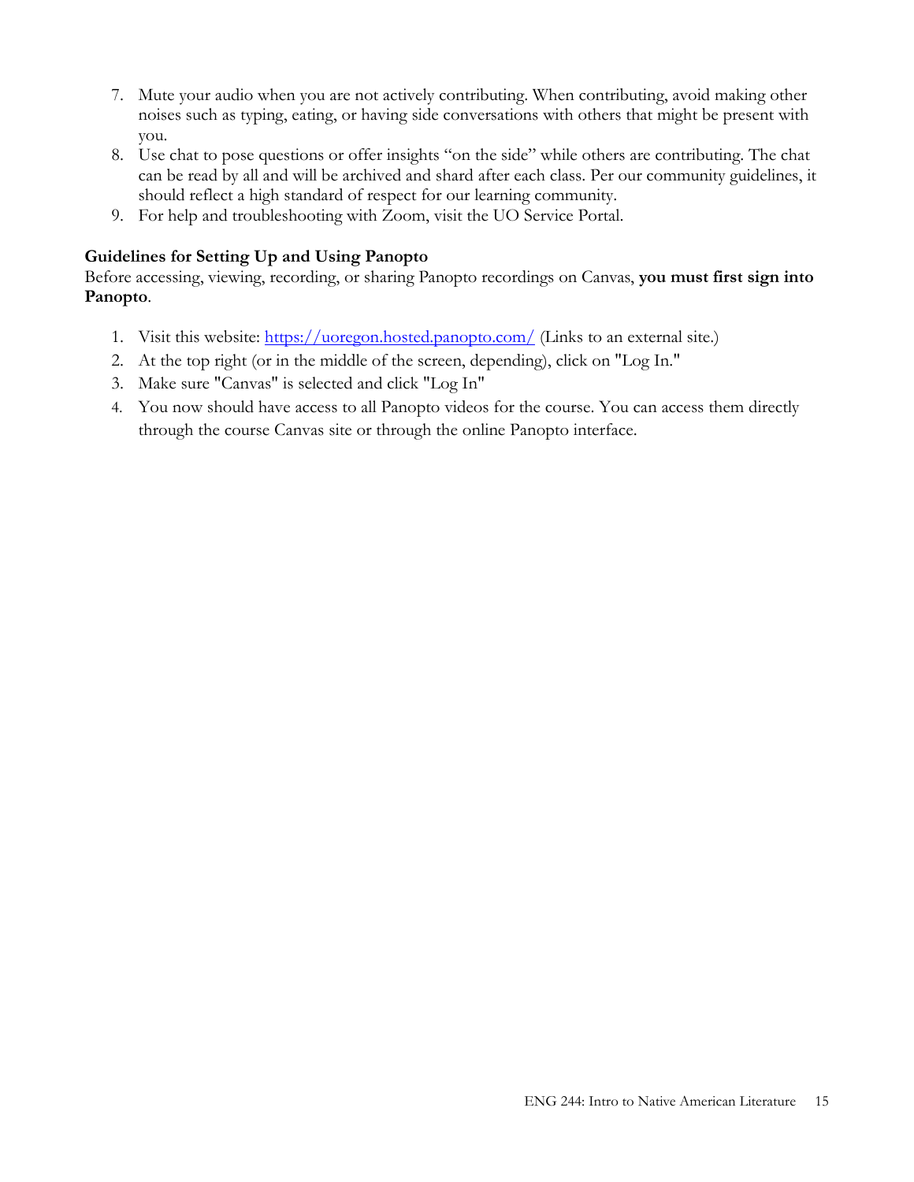7. Mute your audio when you are not actively contributing. When contributing, avoid making other noises such as typing, eating, or having side conversations with others that might be present with you.
8. Use chat to pose questions or offer insights "on the side" while others are contributing. The chat can be read by all and will be archived and shard after each class. Per our community guidelines, it should reflect a high standard of respect for our learning community.
9. For help and troubleshooting with Zoom, visit the UO Service Portal.

**Guidelines for Setting Up and Using Panopto**

Before accessing, viewing, recording, or sharing Panopto recordings on Canvas, **you must first sign into Panopto**.

1. Visit this website: [https://uoregon.hosted.panopto.com/](https://uoregon.hosted.panopto.com/) (Links to an external site.)
2. At the top right (or in the middle of the screen, depending), click on "Log In."
3. Make sure "Canvas" is selected and click "Log In"
4. You now should have access to all Panopto videos for the course. You can access them directly through the course Canvas site or through the online Panopto interface.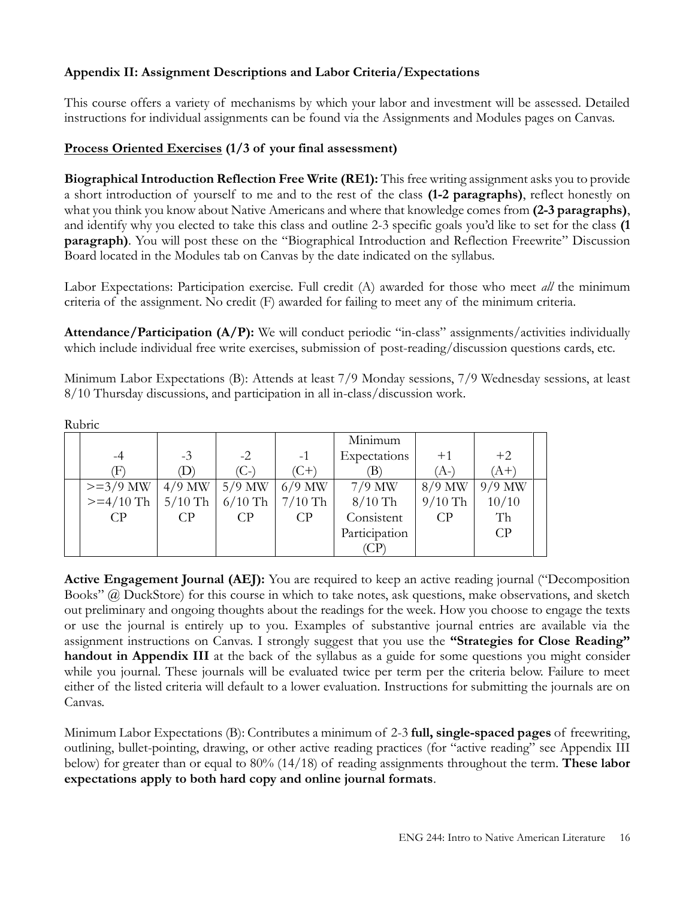### Appendix II: Assignment Descriptions and Labor Criteria/Expectations

This course offers a variety of mechanisms by which your labor and investment will be assessed. Detailed instructions for individual assignments can be found via the Assignments and Modules pages on Canvas.

**<u>Process Oriented Exercises</u> (1/3 of your final assessment)**

**Biographical Introduction Reflection Free Write (RE1):** This free writing assignment asks you to provide a short introduction of yourself to me and to the rest of the class **(1-2 paragraphs)**, reflect honestly on what you think you know about Native Americans and where that knowledge comes from **(2-3 paragraphs)**, and identify why you elected to take this class and outline 2-3 specific goals you'd like to set for the class **(1 paragraph)**. You will post these on the "Biographical Introduction and Reflection Freewrite" Discussion Board located in the Modules tab on Canvas by the date indicated on the syllabus.

Labor Expectations: Participation exercise. Full credit (A) awarded for those who meet *all* the minimum criteria of the assignment. No credit (F) awarded for failing to meet any of the minimum criteria.

**Attendance/Participation (A/P):** We will conduct periodic "in-class" assignments/activities individually which include individual free write exercises, submission of post-reading/discussion questions cards, etc.

Minimum Labor Expectations (B): Attends at least 7/9 Monday sessions, 7/9 Wednesday sessions, at least 8/10 Thursday discussions, and participation in all in-class/discussion work.

Rubric

| -4 (F) | -3 (D) | -2 (C-) | -1 (C+) | Minimum Expectations (B) | +1 (A-) | +2 (A+) |
|---|---|---|---|---|---|---|
| >=3/9 MW >=4/10 Th CP | 4/9 MW 5/10 Th CP | 5/9 MW 6/10 Th CP | 6/9 MW 7/10 Th CP | 7/9 MW 8/10 Th Consistent Participation (CP) | 8/9 MW 9/10 Th CP | 9/9 MW 10/10 Th CP |

**Active Engagement Journal (AEJ):** You are required to keep an active reading journal ("Decomposition Books" @ DuckStore) for this course in which to take notes, ask questions, make observations, and sketch out preliminary and ongoing thoughts about the readings for the week. How you choose to engage the texts or use the journal is entirely up to you. Examples of substantive journal entries are available via the assignment instructions on Canvas. I strongly suggest that you use the **"Strategies for Close Reading" handout in Appendix III** at the back of the syllabus as a guide for some questions you might consider while you journal. These journals will be evaluated twice per term per the criteria below. Failure to meet either of the listed criteria will default to a lower evaluation. Instructions for submitting the journals are on Canvas.

Minimum Labor Expectations (B): Contributes a minimum of 2-3 **full, single-spaced pages** of freewriting, outlining, bullet-pointing, drawing, or other active reading practices (for "active reading" see Appendix III below) for greater than or equal to 80% (14/18) of reading assignments throughout the term. **These labor expectations apply to both hard copy and online journal formats**.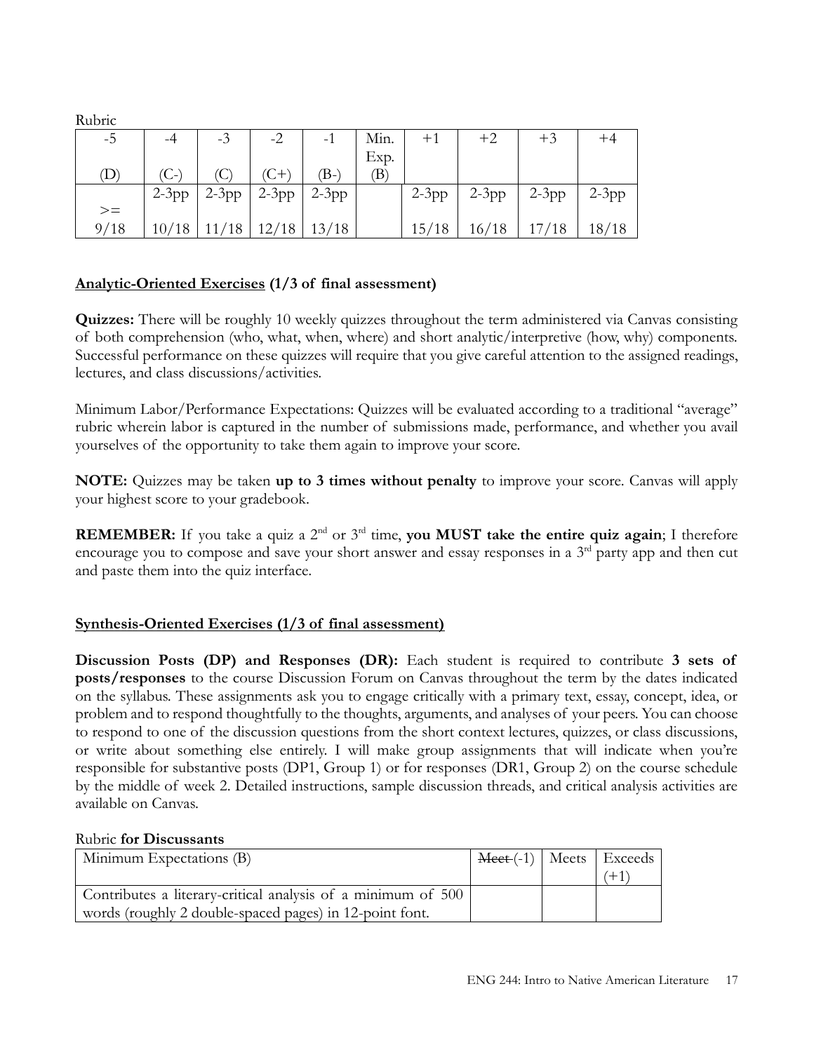Rubric

| -5 (D) | -4 (C-) | -3 (C) | -2 (C+) | -1 (B-) | Min. Exp. (B) | +1 | +2 | +3 | +4 |
|---|---|---|---|---|---|---|---|---|---|
| >= 9/18 | 2-3pp 10/18 | 2-3pp 11/18 | 2-3pp 12/18 | 2-3pp 13/18 | | 2-3pp 15/18 | 2-3pp 16/18 | 2-3pp 17/18 | 2-3pp 18/18 |

## <u>Analytic-Oriented Exercises</u> (1/3 of final assessment)

**Quizzes:** There will be roughly 10 weekly quizzes throughout the term administered via Canvas consisting of both comprehension (who, what, when, where) and short analytic/interpretive (how, why) components. Successful performance on these quizzes will require that you give careful attention to the assigned readings, lectures, and class discussions/activities.

Minimum Labor/Performance Expectations: Quizzes will be evaluated according to a traditional "average" rubric wherein labor is captured in the number of submissions made, performance, and whether you avail yourselves of the opportunity to take them again to improve your score.

**NOTE:** Quizzes may be taken **up to 3 times without penalty** to improve your score. Canvas will apply your highest score to your gradebook.

**REMEMBER:** If you take a quiz a 2nd or 3rd time, **you MUST take the entire quiz again**; I therefore encourage you to compose and save your short answer and essay responses in a 3rd party app and then cut and paste them into the quiz interface.

## <u>Synthesis-Oriented Exercises (1/3 of final assessment)</u>

**Discussion Posts (DP) and Responses (DR):** Each student is required to contribute **3 sets of posts/responses** to the course Discussion Forum on Canvas throughout the term by the dates indicated on the syllabus. These assignments ask you to engage critically with a primary text, essay, concept, idea, or problem and to respond thoughtfully to the thoughts, arguments, and analyses of your peers. You can choose to respond to one of the discussion questions from the short context lectures, quizzes, or class discussions, or write about something else entirely. I will make group assignments that will indicate when you're responsible for substantive posts (DP1, Group 1) or for responses (DR1, Group 2) on the course schedule by the middle of week 2. Detailed instructions, sample discussion threads, and critical analysis activities are available on Canvas.

Rubric **for Discussants**

| Minimum Expectations (B) | ~~Meet~~ (-1) | Meets | Exceeds (+1) |
|---|---|---|---|
| Contributes a literary-critical analysis of a minimum of 500 words (roughly 2 double-spaced pages) in 12-point font. | | | |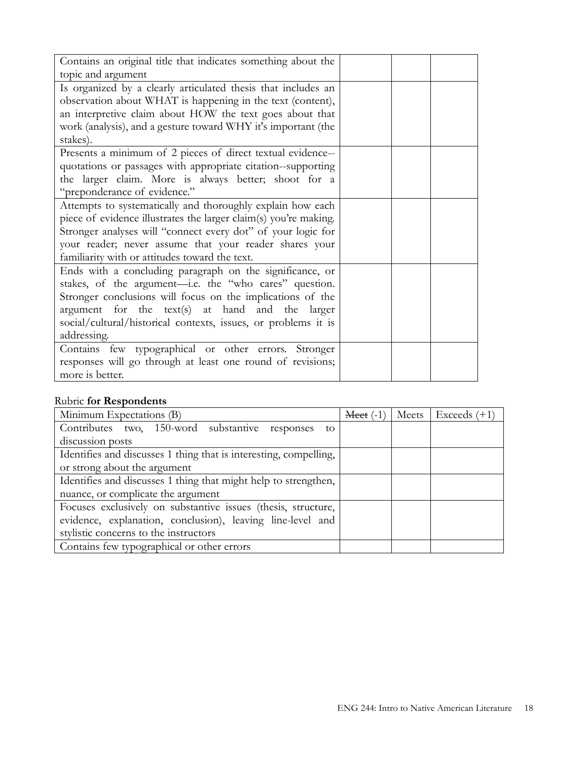| | | | |
|---|---|---|---|
| Contains an original title that indicates something about the topic and argument | | | |
| Is organized by a clearly articulated thesis that includes an observation about WHAT is happening in the text (content), an interpretive claim about HOW the text goes about that work (analysis), and a gesture toward WHY it's important (the stakes). | | | |
| Presents a minimum of 2 pieces of direct textual evidence--quotations or passages with appropriate citation--supporting the larger claim. More is always better; shoot for a "preponderance of evidence." | | | |
| Attempts to systematically and thoroughly explain how each piece of evidence illustrates the larger claim(s) you're making. Stronger analyses will "connect every dot" of your logic for your reader; never assume that your reader shares your familiarity with or attitudes toward the text. | | | |
| Ends with a concluding paragraph on the significance, or stakes, of the argument—i.e. the "who cares" question. Stronger conclusions will focus on the implications of the argument for the text(s) at hand and the larger social/cultural/historical contexts, issues, or problems it is addressing. | | | |
| Contains few typographical or other errors. Stronger responses will go through at least one round of revisions; more is better. | | | |

Rubric **for Respondents**

| Minimum Expectations (B) | ~~Meet~~ (-1) | Meets | Exceeds (+1) |
|---|---|---|---|
| Contributes two, 150-word substantive responses to discussion posts | | | |
| Identifies and discusses 1 thing that is interesting, compelling, or strong about the argument | | | |
| Identifies and discusses 1 thing that might help to strengthen, nuance, or complicate the argument | | | |
| Focuses exclusively on substantive issues (thesis, structure, evidence, explanation, conclusion), leaving line-level and stylistic concerns to the instructors | | | |
| Contains few typographical or other errors | | | |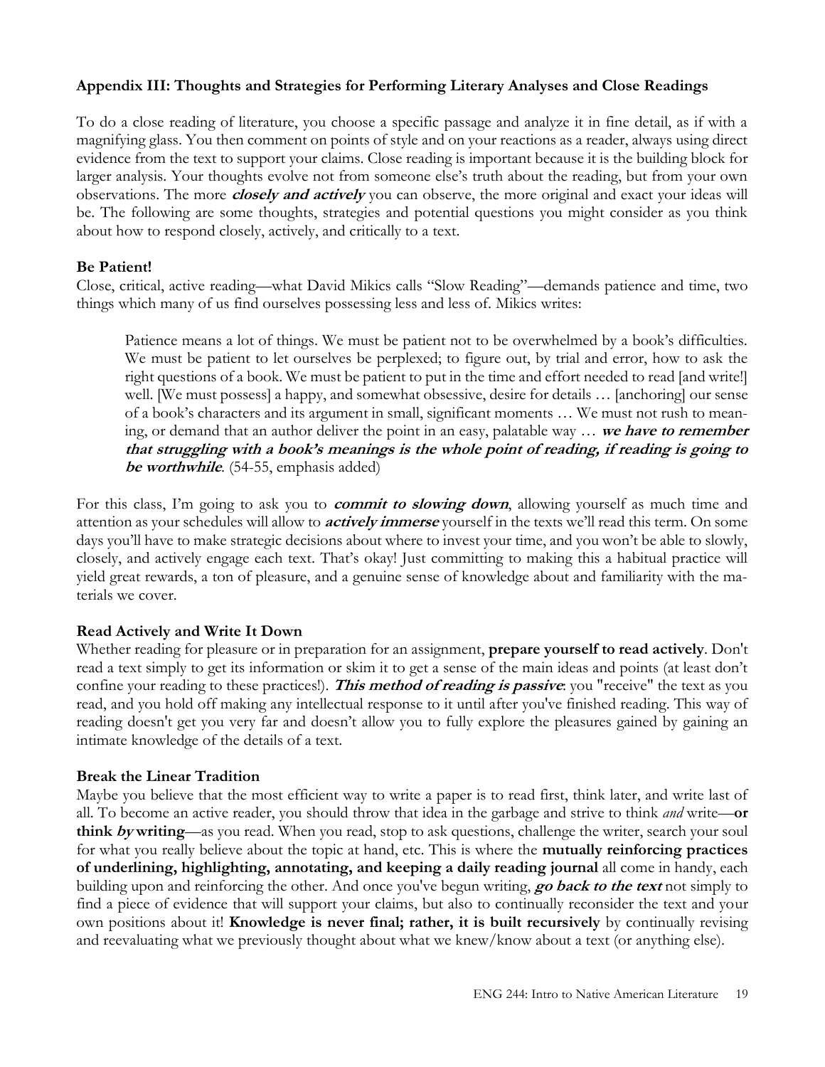## Appendix III: Thoughts and Strategies for Performing Literary Analyses and Close Readings

To do a close reading of literature, you choose a specific passage and analyze it in fine detail, as if with a magnifying glass. You then comment on points of style and on your reactions as a reader, always using direct evidence from the text to support your claims. Close reading is important because it is the building block for larger analysis. Your thoughts evolve not from someone else's truth about the reading, but from your own observations. The more ***closely and actively*** you can observe, the more original and exact your ideas will be. The following are some thoughts, strategies and potential questions you might consider as you think about how to respond closely, actively, and critically to a text.

### Be Patient!

Close, critical, active reading—what David Mikics calls "Slow Reading"—demands patience and time, two things which many of us find ourselves possessing less and less of. Mikics writes:

> Patience means a lot of things. We must be patient not to be overwhelmed by a book's difficulties. We must be patient to let ourselves be perplexed; to figure out, by trial and error, how to ask the right questions of a book. We must be patient to put in the time and effort needed to read [and write!] well. [We must possess] a happy, and somewhat obsessive, desire for details … [anchoring] our sense of a book's characters and its argument in small, significant moments … We must not rush to meaning, or demand that an author deliver the point in an easy, palatable way … ***we have to remember that struggling with a book's meanings is the whole point of reading, if reading is going to be worthwhile***. (54-55, emphasis added)

For this class, I'm going to ask you to ***commit to slowing down***, allowing yourself as much time and attention as your schedules will allow to ***actively immerse*** yourself in the texts we'll read this term. On some days you'll have to make strategic decisions about where to invest your time, and you won't be able to slowly, closely, and actively engage each text. That's okay! Just committing to making this a habitual practice will yield great rewards, a ton of pleasure, and a genuine sense of knowledge about and familiarity with the materials we cover.

### Read Actively and Write It Down

Whether reading for pleasure or in preparation for an assignment, **prepare yourself to read actively**. Don't read a text simply to get its information or skim it to get a sense of the main ideas and points (at least don't confine your reading to these practices!). ***This method of reading is passive***: you "receive" the text as you read, and you hold off making any intellectual response to it until after you've finished reading. This way of reading doesn't get you very far and doesn't allow you to fully explore the pleasures gained by gaining an intimate knowledge of the details of a text.

### Break the Linear Tradition

Maybe you believe that the most efficient way to write a paper is to read first, think later, and write last of all. To become an active reader, you should throw that idea in the garbage and strive to think *and* write—**or think *by* writing**—as you read. When you read, stop to ask questions, challenge the writer, search your soul for what you really believe about the topic at hand, etc. This is where the **mutually reinforcing practices of underlining, highlighting, annotating, and keeping a daily reading journal** all come in handy, each building upon and reinforcing the other. And once you've begun writing, ***go back to the text*** not simply to find a piece of evidence that will support your claims, but also to continually reconsider the text and your own positions about it! **Knowledge is never final; rather, it is built recursively** by continually revising and reevaluating what we previously thought about what we knew/know about a text (or anything else).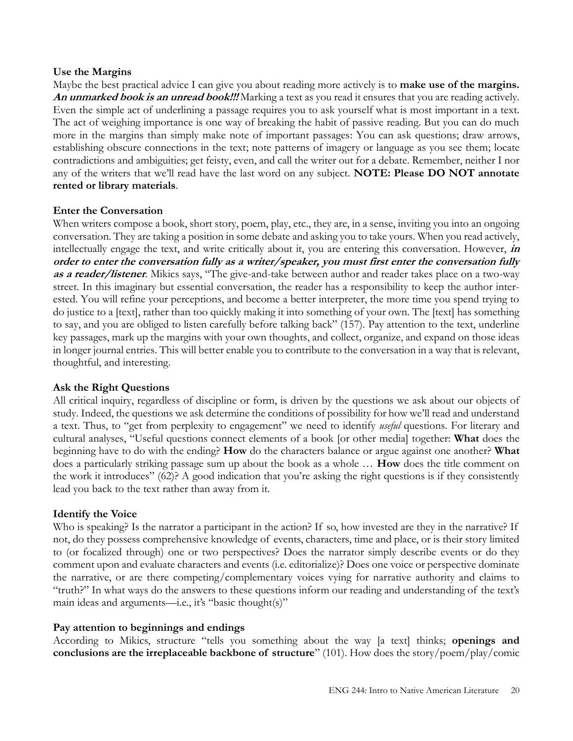**Use the Margins**

Maybe the best practical advice I can give you about reading more actively is to **make use of the margins.** ***An unmarked book is an unread book!!!*** Marking a text as you read it ensures that you are reading actively. Even the simple act of underlining a passage requires you to ask yourself what is most important in a text. The act of weighing importance is one way of breaking the habit of passive reading. But you can do much more in the margins than simply make note of important passages: You can ask questions; draw arrows, establishing obscure connections in the text; note patterns of imagery or language as you see them; locate contradictions and ambiguities; get feisty, even, and call the writer out for a debate. Remember, neither I nor any of the writers that we'll read have the last word on any subject. **NOTE: Please DO NOT annotate rented or library materials**.

**Enter the Conversation**

When writers compose a book, short story, poem, play, etc., they are, in a sense, inviting you into an ongoing conversation. They are taking a position in some debate and asking you to take yours. When you read actively, intellectually engage the text, and write critically about it, you are entering this conversation. However, ***in order to enter the conversation fully as a writer/speaker, you must first enter the conversation fully as a reader/listener***. Mikics says, "The give-and-take between author and reader takes place on a two-way street. In this imaginary but essential conversation, the reader has a responsibility to keep the author interested. You will refine your perceptions, and become a better interpreter, the more time you spend trying to do justice to a [text], rather than too quickly making it into something of your own. The [text] has something to say, and you are obliged to listen carefully before talking back" (157). Pay attention to the text, underline key passages, mark up the margins with your own thoughts, and collect, organize, and expand on those ideas in longer journal entries. This will better enable you to contribute to the conversation in a way that is relevant, thoughtful, and interesting.

**Ask the Right Questions**

All critical inquiry, regardless of discipline or form, is driven by the questions we ask about our objects of study. Indeed, the questions we ask determine the conditions of possibility for how we'll read and understand a text. Thus, to "get from perplexity to engagement" we need to identify *useful* questions. For literary and cultural analyses, "Useful questions connect elements of a book [or other media] together: **What** does the beginning have to do with the ending? **How** do the characters balance or argue against one another? **What** does a particularly striking passage sum up about the book as a whole … **How** does the title comment on the work it introduces" (62)? A good indication that you're asking the right questions is if they consistently lead you back to the text rather than away from it.

**Identify the Voice**

Who is speaking? Is the narrator a participant in the action? If so, how invested are they in the narrative? If not, do they possess comprehensive knowledge of events, characters, time and place, or is their story limited to (or focalized through) one or two perspectives? Does the narrator simply describe events or do they comment upon and evaluate characters and events (i.e. editorialize)? Does one voice or perspective dominate the narrative, or are there competing/complementary voices vying for narrative authority and claims to "truth?" In what ways do the answers to these questions inform our reading and understanding of the text's main ideas and arguments—i.e., it's "basic thought(s)"

**Pay attention to beginnings and endings**

According to Mikics, structure "tells you something about the way [a text] thinks; **openings and conclusions are the irreplaceable backbone of structure**" (101). How does the story/poem/play/comic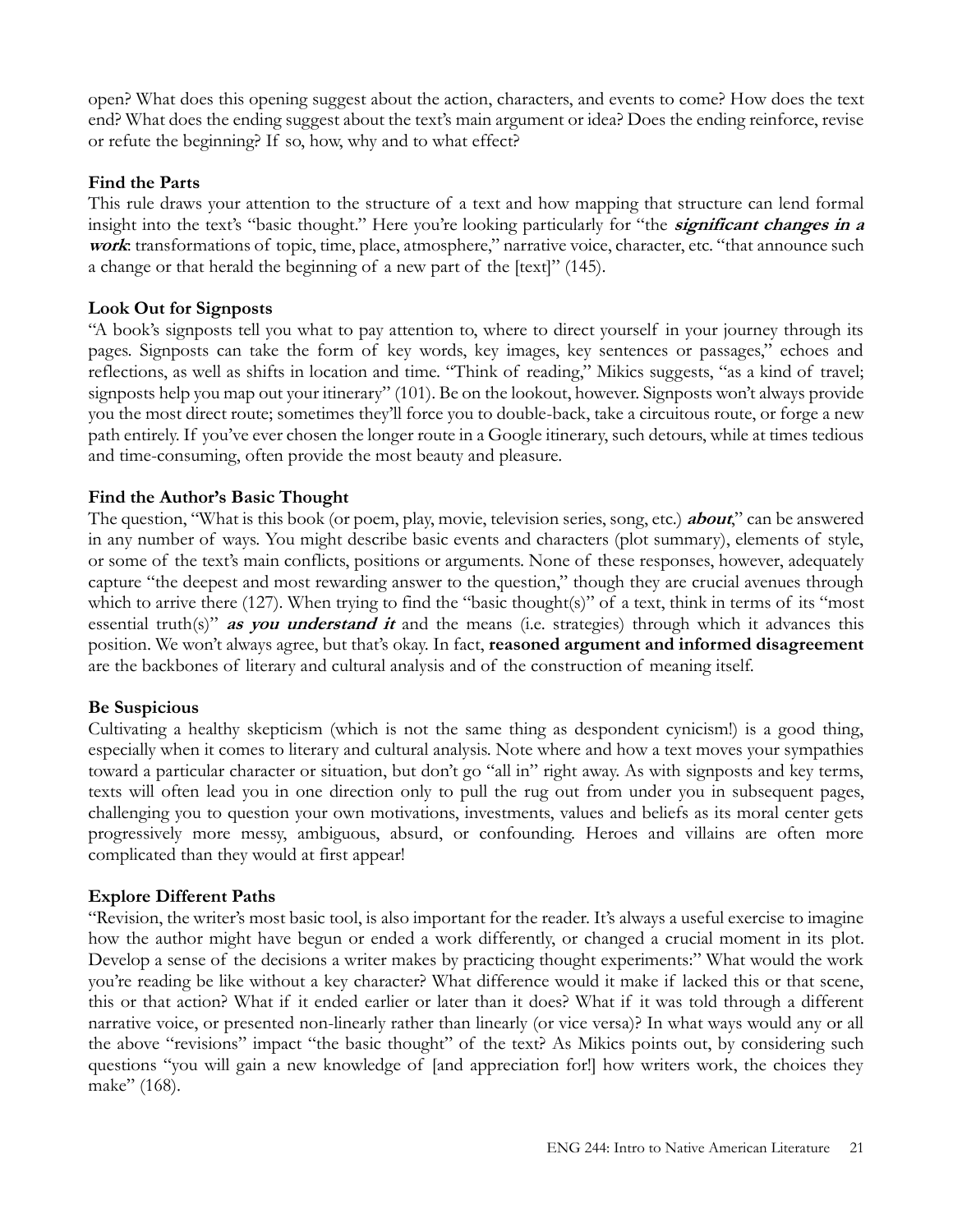open? What does this opening suggest about the action, characters, and events to come? How does the text end? What does the ending suggest about the text's main argument or idea? Does the ending reinforce, revise or refute the beginning? If so, how, why and to what effect?

**Find the Parts**

This rule draws your attention to the structure of a text and how mapping that structure can lend formal insight into the text's "basic thought." Here you're looking particularly for "the ***significant changes in a work***: transformations of topic, time, place, atmosphere," narrative voice, character, etc. "that announce such a change or that herald the beginning of a new part of the [text]" (145).

**Look Out for Signposts**

"A book's signposts tell you what to pay attention to, where to direct yourself in your journey through its pages. Signposts can take the form of key words, key images, key sentences or passages," echoes and reflections, as well as shifts in location and time. "Think of reading," Mikics suggests, "as a kind of travel; signposts help you map out your itinerary" (101). Be on the lookout, however. Signposts won't always provide you the most direct route; sometimes they'll force you to double-back, take a circuitous route, or forge a new path entirely. If you've ever chosen the longer route in a Google itinerary, such detours, while at times tedious and time-consuming, often provide the most beauty and pleasure.

**Find the Author's Basic Thought**

The question, "What is this book (or poem, play, movie, television series, song, etc.) ***about***," can be answered in any number of ways. You might describe basic events and characters (plot summary), elements of style, or some of the text's main conflicts, positions or arguments. None of these responses, however, adequately capture "the deepest and most rewarding answer to the question," though they are crucial avenues through which to arrive there (127). When trying to find the "basic thought(s)" of a text, think in terms of its "most essential truth(s)" ***as you understand it*** and the means (i.e. strategies) through which it advances this position. We won't always agree, but that's okay. In fact, **reasoned argument and informed disagreement** are the backbones of literary and cultural analysis and of the construction of meaning itself.

**Be Suspicious**

Cultivating a healthy skepticism (which is not the same thing as despondent cynicism!) is a good thing, especially when it comes to literary and cultural analysis. Note where and how a text moves your sympathies toward a particular character or situation, but don't go "all in" right away. As with signposts and key terms, texts will often lead you in one direction only to pull the rug out from under you in subsequent pages, challenging you to question your own motivations, investments, values and beliefs as its moral center gets progressively more messy, ambiguous, absurd, or confounding. Heroes and villains are often more complicated than they would at first appear!

**Explore Different Paths**

"Revision, the writer's most basic tool, is also important for the reader. It's always a useful exercise to imagine how the author might have begun or ended a work differently, or changed a crucial moment in its plot. Develop a sense of the decisions a writer makes by practicing thought experiments:" What would the work you're reading be like without a key character? What difference would it make if lacked this or that scene, this or that action? What if it ended earlier or later than it does? What if it was told through a different narrative voice, or presented non-linearly rather than linearly (or vice versa)? In what ways would any or all the above "revisions" impact "the basic thought" of the text? As Mikics points out, by considering such questions "you will gain a new knowledge of [and appreciation for!] how writers work, the choices they make" (168).